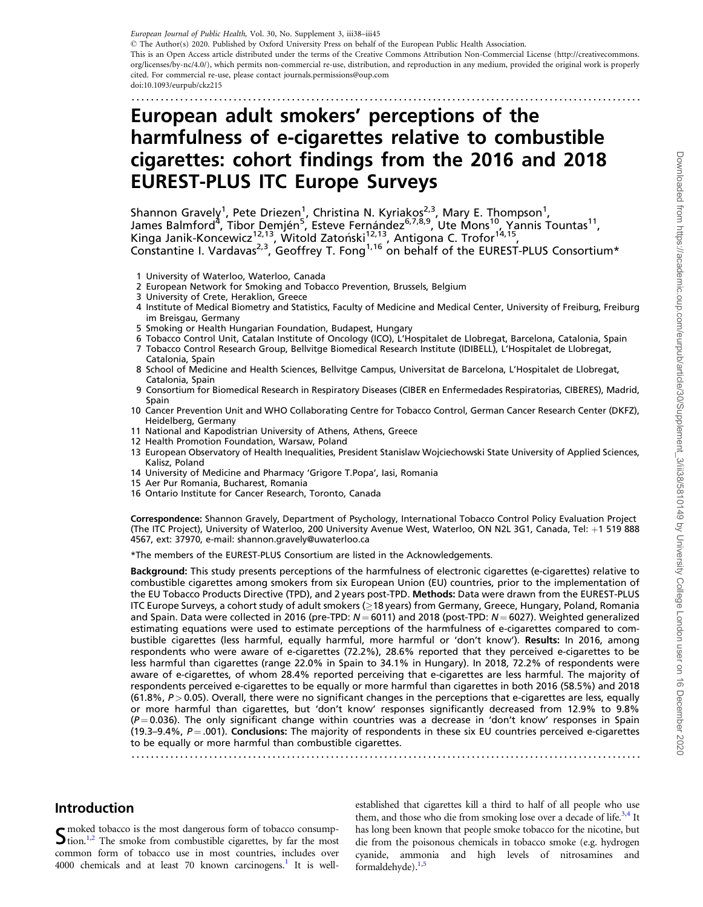European Journal of Public Health, Vol. 30, No. Supplement 3, iii38–iii45

© The Author(s) 2020. Published by Oxford University Press on behalf of the European Public Health Association.

This is an Open Access article distributed under the terms of the Creative Commons Attribution Non-Commercial License (http://creativecommons.org/licenses/by-nc/4.0/), which permits non-commercial re-use, distribution, and reproduction in any medium, provided the original work is properly cited. For commercial re-use, please contact journals.permissions@oup.com

doi:10.1093/eurpub/ckz215

# European adult smokers' perceptions of the harmfulness of e-cigarettes relative to combustible cigarettes: cohort findings from the 2016 and 2018 EUREST-PLUS ITC Europe Surveys

Shannon Gravely[1], Pete Driezen[1], Christina N. Kyriakos[2,3], Mary E. Thompson[1], James Balmford[4], Tibor Demjén[5], Esteve Fernández[6,7,8,9], Ute Mons[10], Yannis Tountas[11], Kinga Janik-Koncewicz[12,13], Witold Zatoński[12,13], Antigona C. Trofor[14,15], Constantine I. Vardavas[2,3], Geoffrey T. Fong[1,16] on behalf of the EUREST-PLUS Consortium*

1 University of Waterloo, Waterloo, Canada
2 European Network for Smoking and Tobacco Prevention, Brussels, Belgium
3 University of Crete, Heraklion, Greece
4 Institute of Medical Biometry and Statistics, Faculty of Medicine and Medical Center, University of Freiburg, Freiburg im Breisgau, Germany
5 Smoking or Health Hungarian Foundation, Budapest, Hungary
6 Tobacco Control Unit, Catalan Institute of Oncology (ICO), L'Hospitalet de Llobregat, Barcelona, Catalonia, Spain
7 Tobacco Control Research Group, Bellvitge Biomedical Research Institute (IDIBELL), L'Hospitalet de Llobregat, Catalonia, Spain
8 School of Medicine and Health Sciences, Bellvitge Campus, Universitat de Barcelona, L'Hospitalet de Llobregat, Catalonia, Spain
9 Consortium for Biomedical Research in Respiratory Diseases (CIBER en Enfermedades Respiratorias, CIBERES), Madrid, Spain
10 Cancer Prevention Unit and WHO Collaborating Centre for Tobacco Control, German Cancer Research Center (DKFZ), Heidelberg, Germany
11 National and Kapodistrian University of Athens, Athens, Greece
12 Health Promotion Foundation, Warsaw, Poland
13 European Observatory of Health Inequalities, President Stanislaw Wojciechowski State University of Applied Sciences, Kalisz, Poland
14 University of Medicine and Pharmacy 'Grigore T.Popa', Iasi, Romania
15 Aer Pur Romania, Bucharest, Romania
16 Ontario Institute for Cancer Research, Toronto, Canada

**Correspondence:** Shannon Gravely, Department of Psychology, International Tobacco Control Policy Evaluation Project (The ITC Project), University of Waterloo, 200 University Avenue West, Waterloo, ON N2L 3G1, Canada, Tel: +1 519 888 4567, ext: 37970, e-mail: shannon.gravely@uwaterloo.ca

*The members of the EUREST-PLUS Consortium are listed in the Acknowledgements.

**Background:** This study presents perceptions of the harmfulness of electronic cigarettes (e-cigarettes) relative to combustible cigarettes among smokers from six European Union (EU) countries, prior to the implementation of the EU Tobacco Products Directive (TPD), and 2 years post-TPD. **Methods:** Data were drawn from the EUREST-PLUS ITC Europe Surveys, a cohort study of adult smokers (≥18 years) from Germany, Greece, Hungary, Poland, Romania and Spain. Data were collected in 2016 (pre-TPD: $N = 6011$) and 2018 (post-TPD: $N = 6027$). Weighted generalized estimating equations were used to estimate perceptions of the harmfulness of e-cigarettes compared to combustible cigarettes (less harmful, equally harmful, more harmful or 'don't know'). **Results:** In 2016, among respondents who were aware of e-cigarettes (72.2%), 28.6% reported that they perceived e-cigarettes to be less harmful than cigarettes (range 22.0% in Spain to 34.1% in Hungary). In 2018, 72.2% of respondents were aware of e-cigarettes, of whom 28.4% reported perceiving that e-cigarettes are less harmful. The majority of respondents perceived e-cigarettes to be equally or more harmful than cigarettes in both 2016 (58.5%) and 2018 (61.8%, $P > 0.05$). Overall, there were no significant changes in the perceptions that e-cigarettes are less, equally or more harmful than cigarettes, but 'don't know' responses significantly decreased from 12.9% to 9.8% ($P = 0.036$). The only significant change within countries was a decrease in 'don't know' responses in Spain (19.3–9.4%, $P = .001$). **Conclusions:** The majority of respondents in these six EU countries perceived e-cigarettes to be equally or more harmful than combustible cigarettes.

## Introduction

Smoked tobacco is the most dangerous form of tobacco consumption.[1,2] The smoke from combustible cigarettes, by far the most common form of tobacco use in most countries, includes over 4000 chemicals and at least 70 known carcinogens.[1] It is well-established that cigarettes kill a third to half of all people who use them, and those who die from smoking lose over a decade of life.[3,4] It has long been known that people smoke tobacco for the nicotine, but die from the poisonous chemicals in tobacco smoke (e.g. hydrogen cyanide, ammonia and high levels of nitrosamines and formaldehyde).[1,5]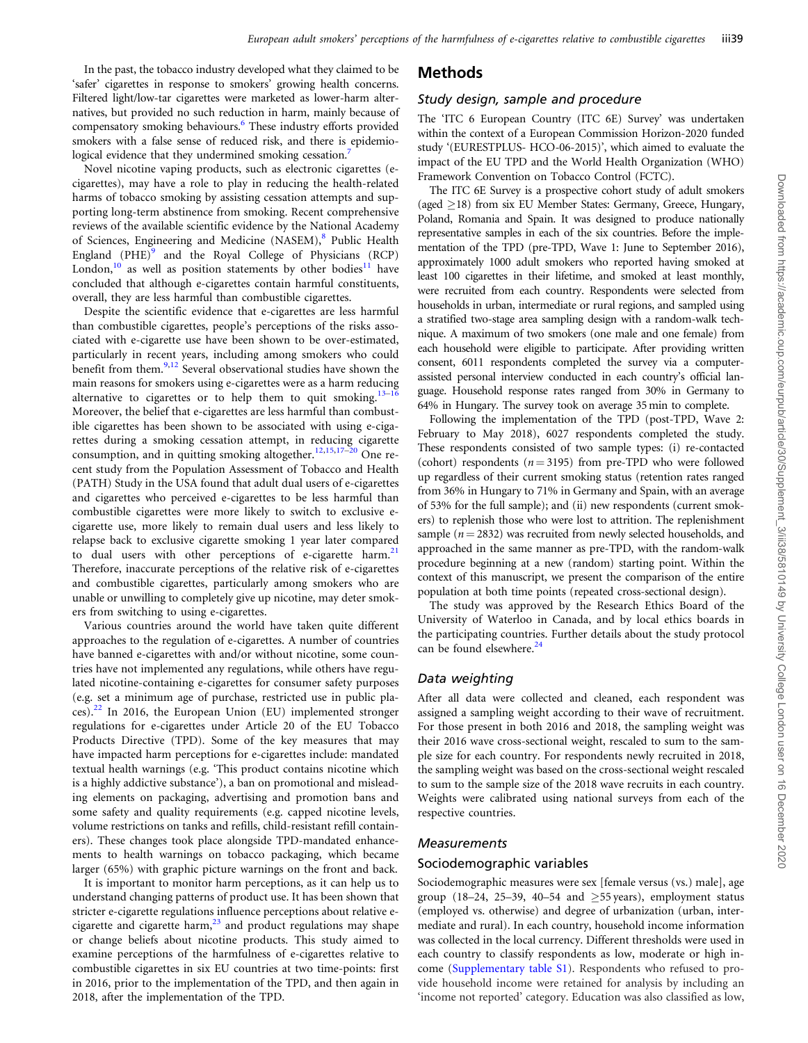In the past, the tobacco industry developed what they claimed to be 'safer' cigarettes in response to smokers' growing health concerns. Filtered light/low-tar cigarettes were marketed as lower-harm alternatives, but provided no such reduction in harm, mainly because of compensatory smoking behaviours.[6] These industry efforts provided smokers with a false sense of reduced risk, and there is epidemiological evidence that they undermined smoking cessation.[7]

Novel nicotine vaping products, such as electronic cigarettes (e-cigarettes), may have a role to play in reducing the health-related harms of tobacco smoking by assisting cessation attempts and supporting long-term abstinence from smoking. Recent comprehensive reviews of the available scientific evidence by the National Academy of Sciences, Engineering and Medicine (NASEM),[8] Public Health England (PHE)[9] and the Royal College of Physicians (RCP) London,[10] as well as position statements by other bodies[11] have concluded that although e-cigarettes contain harmful constituents, overall, they are less harmful than combustible cigarettes.

Despite the scientific evidence that e-cigarettes are less harmful than combustible cigarettes, people's perceptions of the risks associated with e-cigarette use have been shown to be over-estimated, particularly in recent years, including among smokers who could benefit from them.[9,12] Several observational studies have shown the main reasons for smokers using e-cigarettes were as a harm reducing alternative to cigarettes or to help them to quit smoking.[13–16] Moreover, the belief that e-cigarettes are less harmful than combustible cigarettes has been shown to be associated with using e-cigarettes during a smoking cessation attempt, in reducing cigarette consumption, and in quitting smoking altogether.[12,15,17–20] One recent study from the Population Assessment of Tobacco and Health (PATH) Study in the USA found that adult dual users of e-cigarettes and cigarettes who perceived e-cigarettes to be less harmful than combustible cigarettes were more likely to switch to exclusive e-cigarette use, more likely to remain dual users and less likely to relapse back to exclusive cigarette smoking 1 year later compared to dual users with other perceptions of e-cigarette harm.[21] Therefore, inaccurate perceptions of the relative risk of e-cigarettes and combustible cigarettes, particularly among smokers who are unable or unwilling to completely give up nicotine, may deter smokers from switching to using e-cigarettes.

Various countries around the world have taken quite different approaches to the regulation of e-cigarettes. A number of countries have banned e-cigarettes with and/or without nicotine, some countries have not implemented any regulations, while others have regulated nicotine-containing e-cigarettes for consumer safety purposes (e.g. set a minimum age of purchase, restricted use in public places).[22] In 2016, the European Union (EU) implemented stronger regulations for e-cigarettes under Article 20 of the EU Tobacco Products Directive (TPD). Some of the key measures that may have impacted harm perceptions for e-cigarettes include: mandated textual health warnings (e.g. 'This product contains nicotine which is a highly addictive substance'), a ban on promotional and misleading elements on packaging, advertising and promotion bans and some safety and quality requirements (e.g. capped nicotine levels, volume restrictions on tanks and refills, child-resistant refill containers). These changes took place alongside TPD-mandated enhancements to health warnings on tobacco packaging, which became larger (65%) with graphic picture warnings on the front and back.

It is important to monitor harm perceptions, as it can help us to understand changing patterns of product use. It has been shown that stricter e-cigarette regulations influence perceptions about relative e-cigarette and cigarette harm,[23] and product regulations may shape or change beliefs about nicotine products. This study aimed to examine perceptions of the harmfulness of e-cigarettes relative to combustible cigarettes in six EU countries at two time-points: first in 2016, prior to the implementation of the TPD, and then again in 2018, after the implementation of the TPD.

# Methods

## Study design, sample and procedure

The 'ITC 6 European Country (ITC 6E) Survey' was undertaken within the context of a European Commission Horizon-2020 funded study '(EURESTPLUS- HCO-06-2015)', which aimed to evaluate the impact of the EU TPD and the World Health Organization (WHO) Framework Convention on Tobacco Control (FCTC).

The ITC 6E Survey is a prospective cohort study of adult smokers (aged ≥18) from six EU Member States: Germany, Greece, Hungary, Poland, Romania and Spain. It was designed to produce nationally representative samples in each of the six countries. Before the implementation of the TPD (pre-TPD, Wave 1: June to September 2016), approximately 1000 adult smokers who reported having smoked at least 100 cigarettes in their lifetime, and smoked at least monthly, were recruited from each country. Respondents were selected from households in urban, intermediate or rural regions, and sampled using a stratified two-stage area sampling design with a random-walk technique. A maximum of two smokers (one male and one female) from each household were eligible to participate. After providing written consent, 6011 respondents completed the survey via a computer-assisted personal interview conducted in each country's official language. Household response rates ranged from 30% in Germany to 64% in Hungary. The survey took on average 35 min to complete.

Following the implementation of the TPD (post-TPD, Wave 2: February to May 2018), 6027 respondents completed the study. These respondents consisted of two sample types: (i) re-contacted (cohort) respondents ($n = 3195$) from pre-TPD who were followed up regardless of their current smoking status (retention rates ranged from 36% in Hungary to 71% in Germany and Spain, with an average of 53% for the full sample); and (ii) new respondents (current smokers) to replenish those who were lost to attrition. The replenishment sample ($n = 2832$) was recruited from newly selected households, and approached in the same manner as pre-TPD, with the random-walk procedure beginning at a new (random) starting point. Within the context of this manuscript, we present the comparison of the entire population at both time points (repeated cross-sectional design).

The study was approved by the Research Ethics Board of the University of Waterloo in Canada, and by local ethics boards in the participating countries. Further details about the study protocol can be found elsewhere.[24]

## Data weighting

After all data were collected and cleaned, each respondent was assigned a sampling weight according to their wave of recruitment. For those present in both 2016 and 2018, the sampling weight was their 2016 wave cross-sectional weight, rescaled to sum to the sample size for each country. For respondents newly recruited in 2018, the sampling weight was based on the cross-sectional weight rescaled to sum to the sample size of the 2018 wave recruits in each country. Weights were calibrated using national surveys from each of the respective countries.

## Measurements

### Sociodemographic variables

Sociodemographic measures were sex [female versus (vs.) male], age group (18–24, 25–39, 40–54 and ≥55 years), employment status (employed vs. otherwise) and degree of urbanization (urban, intermediate and rural). In each country, household income information was collected in the local currency. Different thresholds were used in each country to classify respondents as low, moderate or high income (Supplementary table S1). Respondents who refused to provide household income were retained for analysis by including an 'income not reported' category. Education was also classified as low,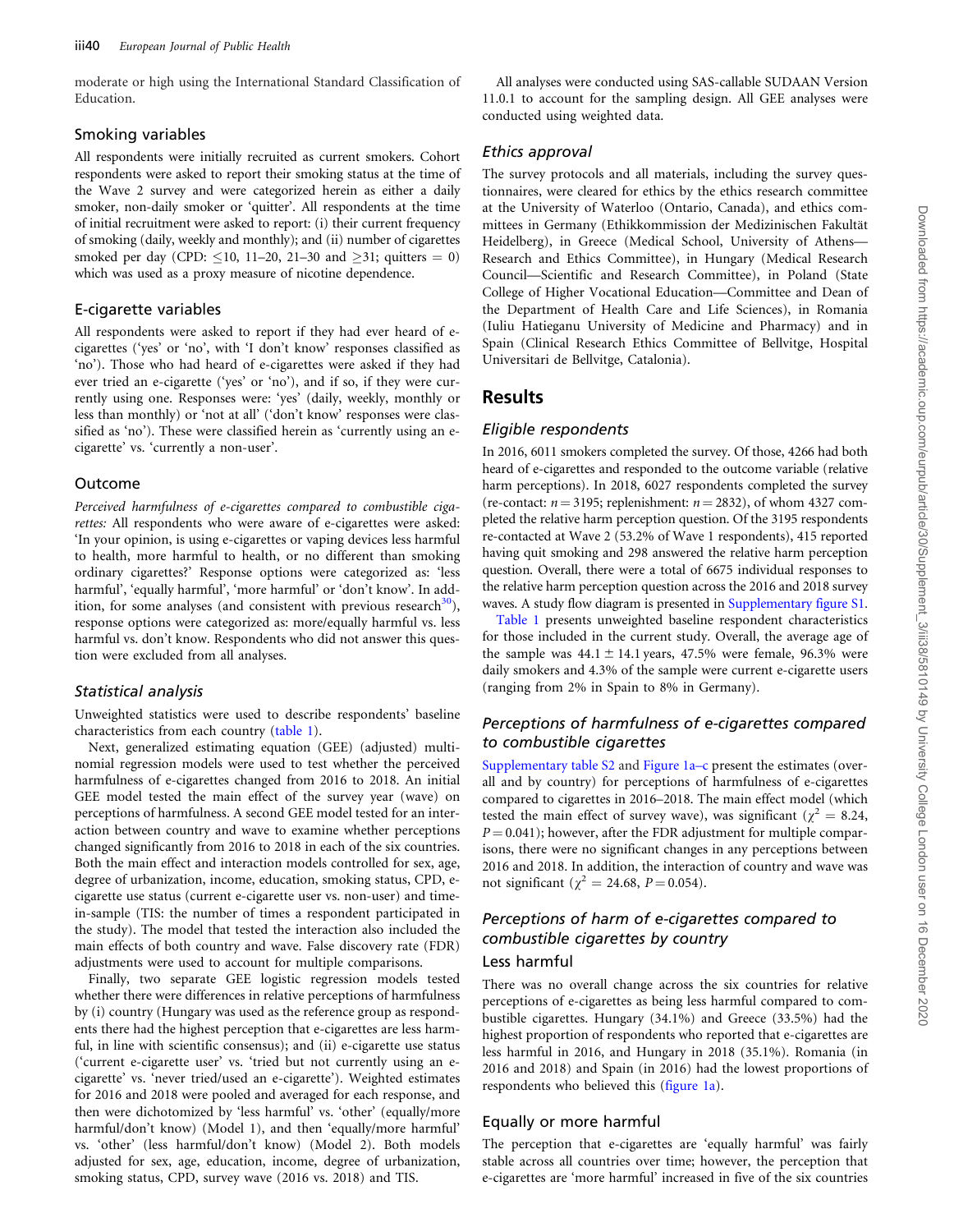moderate or high using the International Standard Classification of Education.

### Smoking variables

All respondents were initially recruited as current smokers. Cohort respondents were asked to report their smoking status at the time of the Wave 2 survey and were categorized herein as either a daily smoker, non-daily smoker or 'quitter'. All respondents at the time of initial recruitment were asked to report: (i) their current frequency of smoking (daily, weekly and monthly); and (ii) number of cigarettes smoked per day (CPD: ≤10, 11–20, 21–30 and ≥31; quitters = 0) which was used as a proxy measure of nicotine dependence.

### E-cigarette variables

All respondents were asked to report if they had ever heard of e-cigarettes ('yes' or 'no', with 'I don't know' responses classified as 'no'). Those who had heard of e-cigarettes were asked if they had ever tried an e-cigarette ('yes' or 'no'), and if so, if they were currently using one. Responses were: 'yes' (daily, weekly, monthly or less than monthly) or 'not at all' ('don't know' responses were classified as 'no'). These were classified herein as 'currently using an e-cigarette' vs. 'currently a non-user'.

### Outcome

*Perceived harmfulness of e-cigarettes compared to combustible cigarettes:* All respondents who were aware of e-cigarettes were asked: 'In your opinion, is using e-cigarettes or vaping devices less harmful to health, more harmful to health, or no different than smoking ordinary cigarettes?' Response options were categorized as: 'less harmful', 'equally harmful', 'more harmful' or 'don't know'. In addition, for some analyses (and consistent with previous research[30]), response options were categorized as: more/equally harmful vs. less harmful vs. don't know. Respondents who did not answer this question were excluded from all analyses.

### Statistical analysis

Unweighted statistics were used to describe respondents' baseline characteristics from each country (table 1).

Next, generalized estimating equation (GEE) (adjusted) multinomial regression models were used to test whether the perceived harmfulness of e-cigarettes changed from 2016 to 2018. An initial GEE model tested the main effect of the survey year (wave) on perceptions of harmfulness. A second GEE model tested for an interaction between country and wave to examine whether perceptions changed significantly from 2016 to 2018 in each of the six countries. Both the main effect and interaction models controlled for sex, age, degree of urbanization, income, education, smoking status, CPD, e-cigarette use status (current e-cigarette user vs. non-user) and time-in-sample (TIS: the number of times a respondent participated in the study). The model that tested the interaction also included the main effects of both country and wave. False discovery rate (FDR) adjustments were used to account for multiple comparisons.

Finally, two separate GEE logistic regression models tested whether there were differences in relative perceptions of harmfulness by (i) country (Hungary was used as the reference group as respondents there had the highest perception that e-cigarettes are less harmful, in line with scientific consensus); and (ii) e-cigarette use status ('current e-cigarette user' vs. 'tried but not currently using an e-cigarette' vs. 'never tried/used an e-cigarette'). Weighted estimates for 2016 and 2018 were pooled and averaged for each response, and then were dichotomized by 'less harmful' vs. 'other' (equally/more harmful/don't know) (Model 1), and then 'equally/more harmful' vs. 'other' (less harmful/don't know) (Model 2). Both models adjusted for sex, age, education, income, degree of urbanization, smoking status, CPD, survey wave (2016 vs. 2018) and TIS.

All analyses were conducted using SAS-callable SUDAAN Version 11.0.1 to account for the sampling design. All GEE analyses were conducted using weighted data.

### Ethics approval

The survey protocols and all materials, including the survey questionnaires, were cleared for ethics by the ethics research committee at the University of Waterloo (Ontario, Canada), and ethics committees in Germany (Ethikkommission der Medizinischen Fakultät Heidelberg), in Greece (Medical School, University of Athens—Research and Ethics Committee), in Hungary (Medical Research Council—Scientific and Research Committee), in Poland (State College of Higher Vocational Education—Committee and Dean of the Department of Health Care and Life Sciences), in Romania (Iuliu Hatieganu University of Medicine and Pharmacy) and in Spain (Clinical Research Ethics Committee of Bellvitge, Hospital Universitari de Bellvitge, Catalonia).

## Results

### Eligible respondents

In 2016, 6011 smokers completed the survey. Of those, 4266 had both heard of e-cigarettes and responded to the outcome variable (relative harm perceptions). In 2018, 6027 respondents completed the survey (re-contact: $n = 3195$; replenishment: $n = 2832$), of whom 4327 completed the relative harm perception question. Of the 3195 respondents re-contacted at Wave 2 (53.2% of Wave 1 respondents), 415 reported having quit smoking and 298 answered the relative harm perception question. Overall, there were a total of 6675 individual responses to the relative harm perception question across the 2016 and 2018 survey waves. A study flow diagram is presented in Supplementary figure S1.

Table 1 presents unweighted baseline respondent characteristics for those included in the current study. Overall, the average age of the sample was 44.1 ± 14.1 years, 47.5% were female, 96.3% were daily smokers and 4.3% of the sample were current e-cigarette users (ranging from 2% in Spain to 8% in Germany).

### Perceptions of harmfulness of e-cigarettes compared to combustible cigarettes

Supplementary table S2 and Figure 1a–c present the estimates (overall and by country) for perceptions of harmfulness of e-cigarettes compared to cigarettes in 2016–2018. The main effect model (which tested the main effect of survey wave), was significant ($\chi^2 = 8.24$, $P = 0.041$); however, after the FDR adjustment for multiple comparisons, there were no significant changes in any perceptions between 2016 and 2018. In addition, the interaction of country and wave was not significant ($\chi^2 = 24.68$, $P = 0.054$).

### Perceptions of harm of e-cigarettes compared to combustible cigarettes by country

#### Less harmful

There was no overall change across the six countries for relative perceptions of e-cigarettes as being less harmful compared to combustible cigarettes. Hungary (34.1%) and Greece (33.5%) had the highest proportion of respondents who reported that e-cigarettes are less harmful in 2016, and Hungary in 2018 (35.1%). Romania (in 2016 and 2018) and Spain (in 2016) had the lowest proportions of respondents who believed this (figure 1a).

#### Equally or more harmful

The perception that e-cigarettes are 'equally harmful' was fairly stable across all countries over time; however, the perception that e-cigarettes are 'more harmful' increased in five of the six countries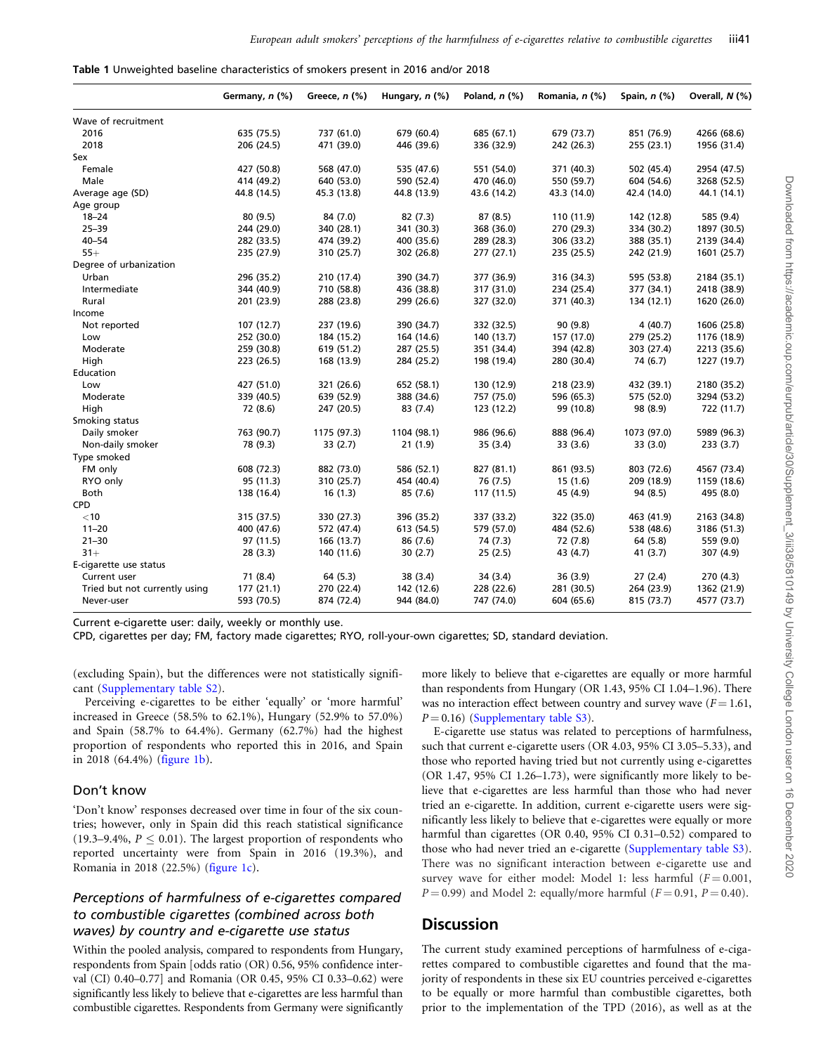**Table 1** Unweighted baseline characteristics of smokers present in 2016 and/or 2018

| | Germany, *n* (%) | Greece, *n* (%) | Hungary, *n* (%) | Poland, *n* (%) | Romania, *n* (%) | Spain, *n* (%) | Overall, *N* (%) |
|---|---|---|---|---|---|---|---|
| Wave of recruitment | | | | | | | |
| 2016 | 635 (75.5) | 737 (61.0) | 679 (60.4) | 685 (67.1) | 679 (73.7) | 851 (76.9) | 4266 (68.6) |
| 2018 | 206 (24.5) | 471 (39.0) | 446 (39.6) | 336 (32.9) | 242 (26.3) | 255 (23.1) | 1956 (31.4) |
| Sex | | | | | | | |
| Female | 427 (50.8) | 568 (47.0) | 535 (47.6) | 551 (54.0) | 371 (40.3) | 502 (45.4) | 2954 (47.5) |
| Male | 414 (49.2) | 640 (53.0) | 590 (52.4) | 470 (46.0) | 550 (59.7) | 604 (54.6) | 3268 (52.5) |
| Average age (SD) | 44.8 (14.5) | 45.3 (13.8) | 44.8 (13.9) | 43.6 (14.2) | 43.3 (14.0) | 42.4 (14.0) | 44.1 (14.1) |
| Age group | | | | | | | |
| 18–24 | 80 (9.5) | 84 (7.0) | 82 (7.3) | 87 (8.5) | 110 (11.9) | 142 (12.8) | 585 (9.4) |
| 25–39 | 244 (29.0) | 340 (28.1) | 341 (30.3) | 368 (36.0) | 270 (29.3) | 334 (30.2) | 1897 (30.5) |
| 40–54 | 282 (33.5) | 474 (39.2) | 400 (35.6) | 289 (28.3) | 306 (33.2) | 388 (35.1) | 2139 (34.4) |
| 55+ | 235 (27.9) | 310 (25.7) | 302 (26.8) | 277 (27.1) | 235 (25.5) | 242 (21.9) | 1601 (25.7) |
| Degree of urbanization | | | | | | | |
| Urban | 296 (35.2) | 210 (17.4) | 390 (34.7) | 377 (36.9) | 316 (34.3) | 595 (53.8) | 2184 (35.1) |
| Intermediate | 344 (40.9) | 710 (58.8) | 436 (38.8) | 317 (31.0) | 234 (25.4) | 377 (34.1) | 2418 (38.9) |
| Rural | 201 (23.9) | 288 (23.8) | 299 (26.6) | 327 (32.0) | 371 (40.3) | 134 (12.1) | 1620 (26.0) |
| Income | | | | | | | |
| Not reported | 107 (12.7) | 237 (19.6) | 390 (34.7) | 332 (32.5) | 90 (9.8) | 4 (40.7) | 1606 (25.8) |
| Low | 252 (30.0) | 184 (15.2) | 164 (14.6) | 140 (13.7) | 157 (17.0) | 279 (25.2) | 1176 (18.9) |
| Moderate | 259 (30.8) | 619 (51.2) | 287 (25.5) | 351 (34.4) | 394 (42.8) | 303 (27.4) | 2213 (35.6) |
| High | 223 (26.5) | 168 (13.9) | 284 (25.2) | 198 (19.4) | 280 (30.4) | 74 (6.7) | 1227 (19.7) |
| Education | | | | | | | |
| Low | 427 (51.0) | 321 (26.6) | 652 (58.1) | 130 (12.9) | 218 (23.9) | 432 (39.1) | 2180 (35.2) |
| Moderate | 339 (40.5) | 639 (52.9) | 388 (34.6) | 757 (75.0) | 596 (65.3) | 575 (52.0) | 3294 (53.2) |
| High | 72 (8.6) | 247 (20.5) | 83 (7.4) | 123 (12.2) | 99 (10.8) | 98 (8.9) | 722 (11.7) |
| Smoking status | | | | | | | |
| Daily smoker | 763 (90.7) | 1175 (97.3) | 1104 (98.1) | 986 (96.6) | 888 (96.4) | 1073 (97.0) | 5989 (96.3) |
| Non-daily smoker | 78 (9.3) | 33 (2.7) | 21 (1.9) | 35 (3.4) | 33 (3.6) | 33 (3.0) | 233 (3.7) |
| Type smoked | | | | | | | |
| FM only | 608 (72.3) | 882 (73.0) | 586 (52.1) | 827 (81.1) | 861 (93.5) | 803 (72.6) | 4567 (73.4) |
| RYO only | 95 (11.3) | 310 (25.7) | 454 (40.4) | 76 (7.5) | 15 (1.6) | 209 (18.9) | 1159 (18.6) |
| Both | 138 (16.4) | 16 (1.3) | 85 (7.6) | 117 (11.5) | 45 (4.9) | 94 (8.5) | 495 (8.0) |
| CPD | | | | | | | |
| <10 | 315 (37.5) | 330 (27.3) | 396 (35.2) | 337 (33.2) | 322 (35.0) | 463 (41.9) | 2163 (34.8) |
| 11–20 | 400 (47.6) | 572 (47.4) | 613 (54.5) | 579 (57.0) | 484 (52.6) | 538 (48.6) | 3186 (51.3) |
| 21–30 | 97 (11.5) | 166 (13.7) | 86 (7.6) | 74 (7.3) | 72 (7.8) | 64 (5.8) | 559 (9.0) |
| 31+ | 28 (3.3) | 140 (11.6) | 30 (2.7) | 25 (2.5) | 43 (4.7) | 41 (3.7) | 307 (4.9) |
| E-cigarette use status | | | | | | | |
| Current user | 71 (8.4) | 64 (5.3) | 38 (3.4) | 34 (3.4) | 36 (3.9) | 27 (2.4) | 270 (4.3) |
| Tried but not currently using | 177 (21.1) | 270 (22.4) | 142 (12.6) | 228 (22.6) | 281 (30.5) | 264 (23.9) | 1362 (21.9) |
| Never-user | 593 (70.5) | 874 (72.4) | 944 (84.0) | 747 (74.0) | 604 (65.6) | 815 (73.7) | 4577 (73.7) |

Current e-cigarette user: daily, weekly or monthly use.

CPD, cigarettes per day; FM, factory made cigarettes; RYO, roll-your-own cigarettes; SD, standard deviation.

(excluding Spain), but the differences were not statistically significant (Supplementary table S2).

Perceiving e-cigarettes to be either 'equally' or 'more harmful' increased in Greece (58.5% to 62.1%), Hungary (52.9% to 57.0%) and Spain (58.7% to 64.4%). Germany (62.7%) had the highest proportion of respondents who reported this in 2016, and Spain in 2018 (64.4%) (figure 1b).

## Don't know

'Don't know' responses decreased over time in four of the six countries; however, only in Spain did this reach statistical significance (19.3–9.4%, $P \leq 0.01$). The largest proportion of respondents who reported uncertainty were from Spain in 2016 (19.3%), and Romania in 2018 (22.5%) (figure 1c).

## *Perceptions of harmfulness of e-cigarettes compared to combustible cigarettes (combined across both waves) by country and e-cigarette use status*

Within the pooled analysis, compared to respondents from Hungary, respondents from Spain [odds ratio (OR) 0.56, 95% confidence interval (CI) 0.40–0.77] and Romania (OR 0.45, 95% CI 0.33–0.62) were significantly less likely to believe that e-cigarettes are less harmful than combustible cigarettes. Respondents from Germany were significantly more likely to believe that e-cigarettes are equally or more harmful than respondents from Hungary (OR 1.43, 95% CI 1.04–1.96). There was no interaction effect between country and survey wave ($F = 1.61$, $P = 0.16$) (Supplementary table S3).

E-cigarette use status was related to perceptions of harmfulness, such that current e-cigarette users (OR 4.03, 95% CI 3.05–5.33), and those who reported having tried but not currently using e-cigarettes (OR 1.47, 95% CI 1.26–1.73), were significantly more likely to believe that e-cigarettes are less harmful than those who had never tried an e-cigarette. In addition, current e-cigarette users were significantly less likely to believe that e-cigarettes were equally or more harmful than cigarettes (OR 0.40, 95% CI 0.31–0.52) compared to those who had never tried an e-cigarette (Supplementary table S3). There was no significant interaction between e-cigarette use and survey wave for either model: Model 1: less harmful ($F = 0.001$, $P = 0.99$) and Model 2: equally/more harmful ($F = 0.91$, $P = 0.40$).

# Discussion

The current study examined perceptions of harmfulness of e-cigarettes compared to combustible cigarettes and found that the majority of respondents in these six EU countries perceived e-cigarettes to be equally or more harmful than combustible cigarettes, both prior to the implementation of the TPD (2016), as well as at the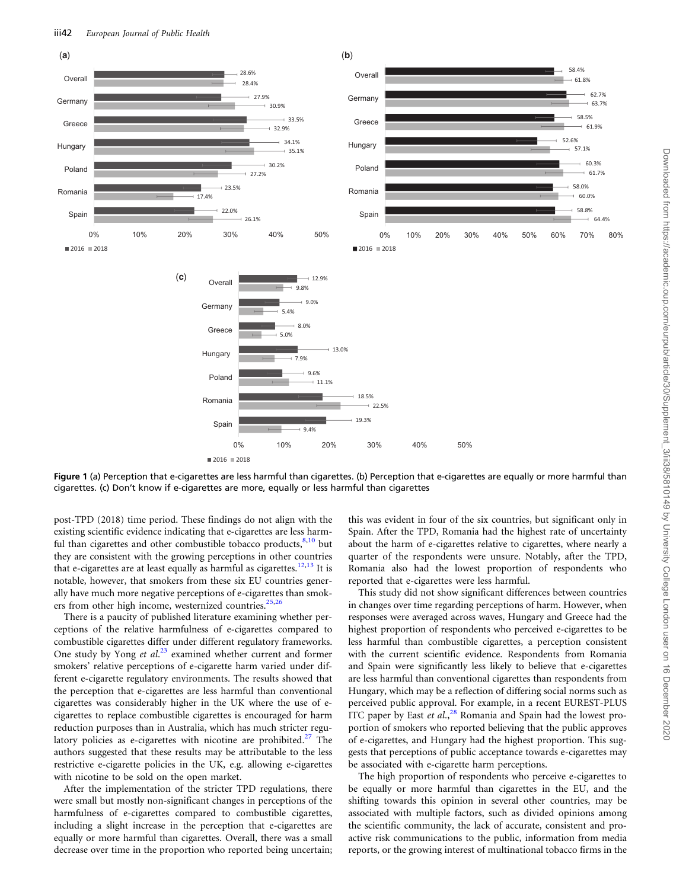**Figure 1** (a) Perception that e-cigarettes are less harmful than cigarettes. (b) Perception that e-cigarettes are equally or more harmful than cigarettes. (c) Don't know if e-cigarettes are more, equally or less harmful than cigarettes

post-TPD (2018) time period. These findings do not align with the existing scientific evidence indicating that e-cigarettes are less harmful than cigarettes and other combustible tobacco products,[8,10] but they are consistent with the growing perceptions in other countries that e-cigarettes are at least equally as harmful as cigarettes.[12,13] It is notable, however, that smokers from these six EU countries generally have much more negative perceptions of e-cigarettes than smokers from other high income, westernized countries.[25,26]

There is a paucity of published literature examining whether perceptions of the relative harmfulness of e-cigarettes compared to combustible cigarettes differ under different regulatory frameworks. One study by Yong *et al.*[23] examined whether current and former smokers' relative perceptions of e-cigarette harm varied under different e-cigarette regulatory environments. The results showed that the perception that e-cigarettes are less harmful than conventional cigarettes was considerably higher in the UK where the use of e-cigarettes to replace combustible cigarettes is encouraged for harm reduction purposes than in Australia, which has much stricter regulatory policies as e-cigarettes with nicotine are prohibited.[27] The authors suggested that these results may be attributable to the less restrictive e-cigarette policies in the UK, e.g. allowing e-cigarettes with nicotine to be sold on the open market.

After the implementation of the stricter TPD regulations, there were small but mostly non-significant changes in perceptions of the harmfulness of e-cigarettes compared to combustible cigarettes, including a slight increase in the perception that e-cigarettes are equally or more harmful than cigarettes. Overall, there was a small decrease over time in the proportion who reported being uncertain; this was evident in four of the six countries, but significant only in Spain. After the TPD, Romania had the highest rate of uncertainty about the harm of e-cigarettes relative to cigarettes, where nearly a quarter of the respondents were unsure. Notably, after the TPD, Romania also had the lowest proportion of respondents who reported that e-cigarettes were less harmful.

This study did not show significant differences between countries in changes over time regarding perceptions of harm. However, when responses were averaged across waves, Hungary and Greece had the highest proportion of respondents who perceived e-cigarettes to be less harmful than combustible cigarettes, a perception consistent with the current scientific evidence. Respondents from Romania and Spain were significantly less likely to believe that e-cigarettes are less harmful than conventional cigarettes than respondents from Hungary, which may be a reflection of differing social norms such as perceived public approval. For example, in a recent EUREST-PLUS ITC paper by East *et al.*,[28] Romania and Spain had the lowest proportion of smokers who reported believing that the public approves of e-cigarettes, and Hungary had the highest proportion. This suggests that perceptions of public acceptance towards e-cigarettes may be associated with e-cigarette harm perceptions.

The high proportion of respondents who perceive e-cigarettes to be equally or more harmful than cigarettes in the EU, and the shifting towards this opinion in several other countries, may be associated with multiple factors, such as divided opinions among the scientific community, the lack of accurate, consistent and proactive risk communications to the public, information from media reports, or the growing interest of multinational tobacco firms in the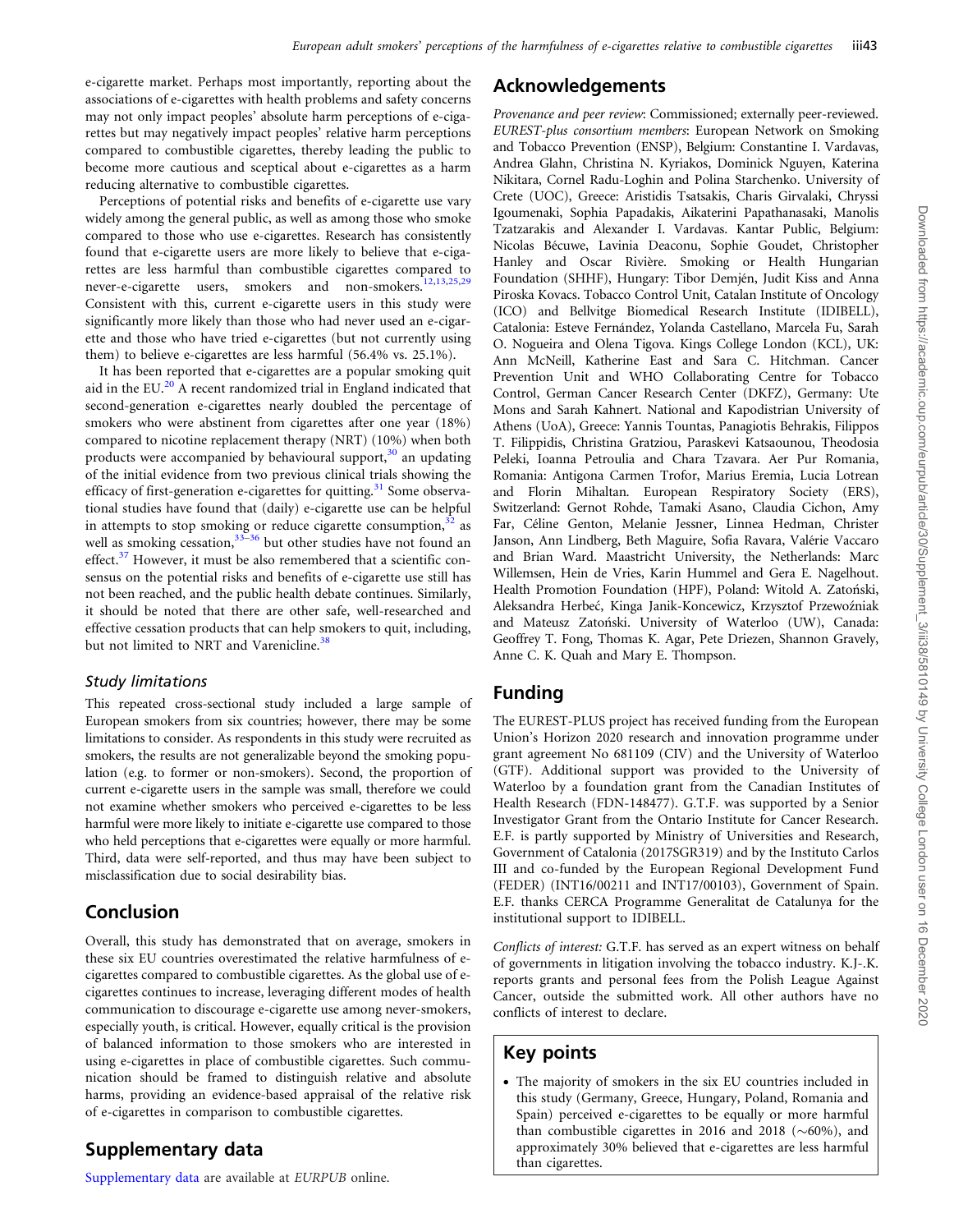e-cigarette market. Perhaps most importantly, reporting about the associations of e-cigarettes with health problems and safety concerns may not only impact peoples' absolute harm perceptions of e-cigarettes but may negatively impact peoples' relative harm perceptions compared to combustible cigarettes, thereby leading the public to become more cautious and sceptical about e-cigarettes as a harm reducing alternative to combustible cigarettes.

Perceptions of potential risks and benefits of e-cigarette use vary widely among the general public, as well as among those who smoke compared to those who use e-cigarettes. Research has consistently found that e-cigarette users are more likely to believe that e-cigarettes are less harmful than combustible cigarettes compared to never-e-cigarette users, smokers and non-smokers.[12,13,25,29] Consistent with this, current e-cigarette users in this study were significantly more likely than those who had never used an e-cigarette and those who have tried e-cigarettes (but not currently using them) to believe e-cigarettes are less harmful (56.4% vs. 25.1%).

It has been reported that e-cigarettes are a popular smoking quit aid in the EU.[20] A recent randomized trial in England indicated that second-generation e-cigarettes nearly doubled the percentage of smokers who were abstinent from cigarettes after one year (18%) compared to nicotine replacement therapy (NRT) (10%) when both products were accompanied by behavioural support,[30] an updating of the initial evidence from two previous clinical trials showing the efficacy of first-generation e-cigarettes for quitting.[31] Some observational studies have found that (daily) e-cigarette use can be helpful in attempts to stop smoking or reduce cigarette consumption,[32] as well as smoking cessation,[33–36] but other studies have not found an effect.[37] However, it must be also remembered that a scientific consensus on the potential risks and benefits of e-cigarette use still has not been reached, and the public health debate continues. Similarly, it should be noted that there are other safe, well-researched and effective cessation products that can help smokers to quit, including, but not limited to NRT and Varenicline.[38]

### Study limitations

This repeated cross-sectional study included a large sample of European smokers from six countries; however, there may be some limitations to consider. As respondents in this study were recruited as smokers, the results are not generalizable beyond the smoking population (e.g. to former or non-smokers). Second, the proportion of current e-cigarette users in the sample was small, therefore we could not examine whether smokers who perceived e-cigarettes to be less harmful were more likely to initiate e-cigarette use compared to those who held perceptions that e-cigarettes were equally or more harmful. Third, data were self-reported, and thus may have been subject to misclassification due to social desirability bias.

## Conclusion

Overall, this study has demonstrated that on average, smokers in these six EU countries overestimated the relative harmfulness of e-cigarettes compared to combustible cigarettes. As the global use of e-cigarettes continues to increase, leveraging different modes of health communication to discourage e-cigarette use among never-smokers, especially youth, is critical. However, equally critical is the provision of balanced information to those smokers who are interested in using e-cigarettes in place of combustible cigarettes. Such communication should be framed to distinguish relative and absolute harms, providing an evidence-based appraisal of the relative risk of e-cigarettes in comparison to combustible cigarettes.

## Supplementary data

Supplementary data are available at *EURPUB* online.

## Acknowledgements

*Provenance and peer review*: Commissioned; externally peer-reviewed. *EUREST-plus consortium members*: European Network on Smoking and Tobacco Prevention (ENSP), Belgium: Constantine I. Vardavas, Andrea Glahn, Christina N. Kyriakos, Dominick Nguyen, Katerina Nikitara, Cornel Radu-Loghin and Polina Starchenko. University of Crete (UOC), Greece: Aristidis Tsatsakis, Charis Girvalaki, Chryssi Igoumenaki, Sophia Papadakis, Aikaterini Papathanasaki, Manolis Tzatzarakis and Alexander I. Vardavas. Kantar Public, Belgium: Nicolas Bécuwe, Lavinia Deaconu, Sophie Goudet, Christopher Hanley and Oscar Rivière. Smoking or Health Hungarian Foundation (SHHF), Hungary: Tibor Demjén, Judit Kiss and Anna Piroska Kovacs. Tobacco Control Unit, Catalan Institute of Oncology (ICO) and Bellvitge Biomedical Research Institute (IDIBELL), Catalonia: Esteve Fernández, Yolanda Castellano, Marcela Fu, Sarah O. Nogueira and Olena Tigova. Kings College London (KCL), UK: Ann McNeill, Katherine East and Sara C. Hitchman. Cancer Prevention Unit and WHO Collaborating Centre for Tobacco Control, German Cancer Research Center (DKFZ), Germany: Ute Mons and Sarah Kahnert. National and Kapodistrian University of Athens (UoA), Greece: Yannis Tountas, Panagiotis Behrakis, Filippos T. Filippidis, Christina Gratziou, Paraskevi Katsaounou, Theodosia Peleki, Ioanna Petroulia and Chara Tzavara. Aer Pur Romania, Romania: Antigona Carmen Trofor, Marius Eremia, Lucia Lotrean and Florin Mihaltan. European Respiratory Society (ERS), Switzerland: Gernot Rohde, Tamaki Asano, Claudia Cichon, Amy Far, Céline Genton, Melanie Jessner, Linnea Hedman, Christer Janson, Ann Lindberg, Beth Maguire, Sofia Ravara, Valérie Vaccaro and Brian Ward. Maastricht University, the Netherlands: Marc Willemsen, Hein de Vries, Karin Hummel and Gera E. Nagelhout. Health Promotion Foundation (HPF), Poland: Witold A. Zatoński, Aleksandra Herbeć, Kinga Janik-Koncewicz, Krzysztof Przewoźniak and Mateusz Zatoński. University of Waterloo (UW), Canada: Geoffrey T. Fong, Thomas K. Agar, Pete Driezen, Shannon Gravely, Anne C. K. Quah and Mary E. Thompson.

## Funding

The EUREST-PLUS project has received funding from the European Union's Horizon 2020 research and innovation programme under grant agreement No 681109 (CIV) and the University of Waterloo (GTF). Additional support was provided to the University of Waterloo by a foundation grant from the Canadian Institutes of Health Research (FDN-148477). G.T.F. was supported by a Senior Investigator Grant from the Ontario Institute for Cancer Research. E.F. is partly supported by Ministry of Universities and Research, Government of Catalonia (2017SGR319) and by the Instituto Carlos III and co-funded by the European Regional Development Fund (FEDER) (INT16/00211 and INT17/00103), Government of Spain. E.F. thanks CERCA Programme Generalitat de Catalunya for the institutional support to IDIBELL.

*Conflicts of interest:* G.T.F. has served as an expert witness on behalf of governments in litigation involving the tobacco industry. K.J-.K. reports grants and personal fees from the Polish League Against Cancer, outside the submitted work. All other authors have no conflicts of interest to declare.

## Key points

- The majority of smokers in the six EU countries included in this study (Germany, Greece, Hungary, Poland, Romania and Spain) perceived e-cigarettes to be equally or more harmful than combustible cigarettes in 2016 and 2018 (~60%), and approximately 30% believed that e-cigarettes are less harmful than cigarettes.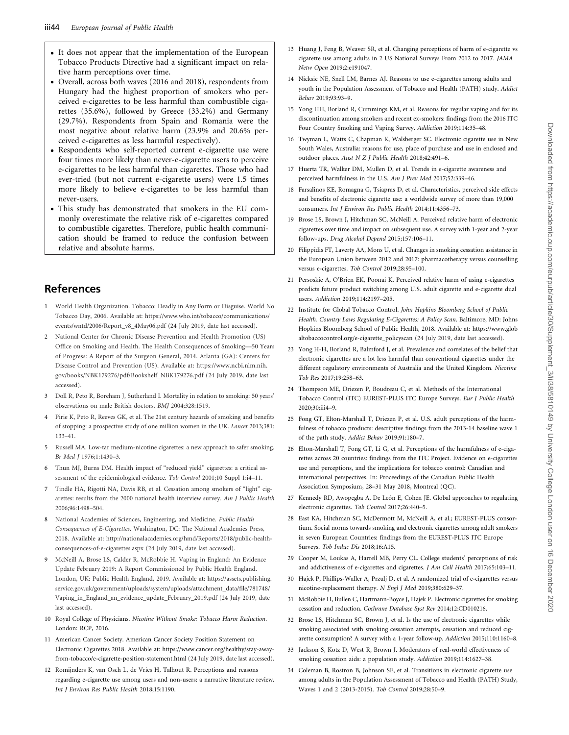- It does not appear that the implementation of the European Tobacco Products Directive had a significant impact on relative harm perceptions over time.
- Overall, across both waves (2016 and 2018), respondents from Hungary had the highest proportion of smokers who perceived e-cigarettes to be less harmful than combustible cigarettes (35.6%), followed by Greece (33.2%) and Germany (29.7%). Respondents from Spain and Romania were the most negative about relative harm (23.9% and 20.6% perceived e-cigarettes as less harmful respectively).
- Respondents who self-reported current e-cigarette use were four times more likely than never-e-cigarette users to perceive e-cigarettes to be less harmful than cigarettes. Those who had ever-tried (but not current e-cigarette users) were 1.5 times more likely to believe e-cigarettes to be less harmful than never-users.
- This study has demonstrated that smokers in the EU commonly overestimate the relative risk of e-cigarettes compared to combustible cigarettes. Therefore, public health communication should be framed to reduce the confusion between relative and absolute harms.

## References

1. World Health Organization. Tobacco: Deadly in Any Form or Disguise. World No Tobacco Day, 2006. Available at: https://www.who.int/tobacco/communications/events/wntd/2006/Report_v8_4May06.pdf (24 July 2019, date last accessed).
2. National Center for Chronic Disease Prevention and Health Promotion (US) Office on Smoking and Health. The Health Consequences of Smoking—50 Years of Progress: A Report of the Surgeon General, 2014. Atlanta (GA): Centers for Disease Control and Prevention (US). Available at: https://www.ncbi.nlm.nih.gov/books/NBK179276/pdf/Bookshelf_NBK179276.pdf (24 July 2019, date last accessed).
3. Doll R, Peto R, Boreham J, Sutherland I. Mortality in relation to smoking: 50 years' observations on male British doctors. *BMJ* 2004;328:1519.
4. Pirie K, Peto R, Reeves GK, et al. The 21st century hazards of smoking and benefits of stopping: a prospective study of one million women in the UK. *Lancet* 2013;381:133–41.
5. Russell MA. Low-tar medium-nicotine cigarettes: a new approach to safer smoking. *Br Med J* 1976;1:1430–3.
6. Thun MJ, Burns DM. Health impact of "reduced yield" cigarettes: a critical assessment of the epidemiological evidence. *Tob Control* 2001;10 Suppl 1:i4–11.
7. Tindle HA, Rigotti NA, Davis RB, et al. Cessation among smokers of "light" cigarettes: results from the 2000 national health interview survey. *Am J Public Health* 2006;96:1498–504.
8. National Academies of Sciences, Engineering, and Medicine. *Public Health Consequences of E-Cigarettes*. Washington, DC: The National Academies Press, 2018. Available at: http://nationalacademies.org/hmd/Reports/2018/public-health-consequences-of-e-cigarettes.aspx (24 July 2019, date last accessed).
9. McNeill A, Brose LS, Calder R, McRobbie H. Vaping in England: An Evidence Update February 2019: A Report Commissioned by Public Health England. London, UK: Public Health England, 2019. Available at: https://assets.publishing.service.gov.uk/government/uploads/system/uploads/attachment_data/file/781748/Vaping_in_England_an_evidence_update_February_2019.pdf (24 July 2019, date last accessed).
10. Royal College of Physicians. *Nicotine Without Smoke: Tobacco Harm Reduction*. London: RCP, 2016.
11. American Cancer Society. American Cancer Society Position Statement on Electronic Cigarettes 2018. Available at: https://www.cancer.org/healthy/stay-away-from-tobacco/e-cigarette-position-statement.html (24 July 2019, date last accessed).
12. Romijnders K, van Osch L, de Vries H, Talhout R. Perceptions and reasons regarding e-cigarette use among users and non-users: a narrative literature review. *Int J Environ Res Public Health* 2018;15:1190.
13. Huang J, Feng B, Weaver SR, et al. Changing perceptions of harm of e-cigarette vs cigarette use among adults in 2 US National Surveys From 2012 to 2017. *JAMA Netw Open* 2019;2:e191047.
14. Nicksic NE, Snell LM, Barnes AJ. Reasons to use e-cigarettes among adults and youth in the Population Assessment of Tobacco and Health (PATH) study. *Addict Behav* 2019;93:93–9.
15. Yong HH, Borland R, Cummings KM, et al. Reasons for regular vaping and for its discontinuation among smokers and recent ex-smokers: findings from the 2016 ITC Four Country Smoking and Vaping Survey. *Addiction* 2019;114:35–48.
16. Twyman L, Watts C, Chapman K, Walsberger SC. Electronic cigarette use in New South Wales, Australia: reasons for use, place of purchase and use in enclosed and outdoor places. *Aust N Z J Public Health* 2018;42:491–6.
17. Huerta TR, Walker DM, Mullen D, et al. Trends in e-cigarette awareness and perceived harmfulness in the U.S. *Am J Prev Med* 2017;52:339–46.
18. Farsalinos KE, Romagna G, Tsiapras D, et al. Characteristics, perceived side effects and benefits of electronic cigarette use: a worldwide survey of more than 19,000 consumers. *Int J Environ Res Public Health* 2014;11:4356–73.
19. Brose LS, Brown J, Hitchman SC, McNeill A. Perceived relative harm of electronic cigarettes over time and impact on subsequent use. A survey with 1-year and 2-year follow-ups. *Drug Alcohol Depend* 2015;157:106–11.
20. Filippidis FT, Laverty AA, Mons U, et al. Changes in smoking cessation assistance in the European Union between 2012 and 2017: pharmacotherapy versus counselling versus e-cigarettes. *Tob Control* 2019;28:95–100.
21. Persoskie A, O'Brien EK, Poonai K. Perceived relative harm of using e-cigarettes predicts future product switching among U.S. adult cigarette and e-cigarette dual users. *Addiction* 2019;114:2197–205.
22. Institute for Global Tobacco Control. *John Hopkins Bloomberg School of Public Health. Country Laws Regulating E-Cigarettes: A Policy Scan*. Baltimore, MD: Johns Hopkins Bloomberg School of Public Health, 2018. Available at: https://www.globaltobaccocontrol.org/e-cigarette_policyscan (24 July 2019, date last accessed).
23. Yong H-H, Borland R, Balmford J, et al. Prevalence and correlates of the belief that electronic cigarettes are a lot less harmful than conventional cigarettes under the different regulatory environments of Australia and the United Kingdom. *Nicotine Tob Res* 2017;19:258–63.
24. Thompson ME, Driezen P, Boudreau C, et al. Methods of the International Tobacco Control (ITC) EUREST-PLUS ITC Europe Surveys. *Eur J Public Health* 2020;30:iii4–9.
25. Fong GT, Elton-Marshall T, Driezen P, et al. U.S. adult perceptions of the harmfulness of tobacco products: descriptive findings from the 2013-14 baseline wave 1 of the path study. *Addict Behav* 2019;91:180–7.
26. Elton-Marshall T, Fong GT, Li G, et al. Perceptions of the harmfulness of e-cigarettes across 20 countries: findings from the ITC Project. Evidence on e-cigarettes use and perceptions, and the implications for tobacco control: Canadian and international perspectives. In: Proceedings of the Canadian Public Health Association Symposium, 28–31 May 2018, Montreal (QC).
27. Kennedy RD, Awopegba A, De León E, Cohen JE. Global approaches to regulating electronic cigarettes. *Tob Control* 2017;26:440–5.
28. East KA, Hitchman SC, McDermott M, McNeill A, et al.; EUREST-PLUS consortium. Social norms towards smoking and electronic cigarettes among adult smokers in seven European Countries: findings from the EUREST-PLUS ITC Europe Surveys. *Tob Induc Dis* 2018;16:A15.
29. Cooper M, Loukas A, Harrell MB, Perry CL. College students' perceptions of risk and addictiveness of e-cigarettes and cigarettes. *J Am Coll Health* 2017;65:103–11.
30. Hajek P, Phillips-Waller A, Przulj D, et al. A randomized trial of e-cigarettes versus nicotine-replacement therapy. *N Engl J Med* 2019;380:629–37.
31. McRobbie H, Bullen C, Hartmann-Boyce J, Hajek P. Electronic cigarettes for smoking cessation and reduction. *Cochrane Database Syst Rev* 2014;12:CD010216.
32. Brose LS, Hitchman SC, Brown J, et al. Is the use of electronic cigarettes while smoking associated with smoking cessation attempts, cessation and reduced cigarette consumption? A survey with a 1-year follow-up. *Addiction* 2015;110:1160–8.
33. Jackson S, Kotz D, West R, Brown J. Moderators of real-world effectiveness of smoking cessation aids: a population study. *Addiction* 2019;114:1627–38.
34. Coleman B, Rostron B, Johnson SE, et al. Transitions in electronic cigarette use among adults in the Population Assessment of Tobacco and Health (PATH) Study, Waves 1 and 2 (2013-2015). *Tob Control* 2019;28:50–9.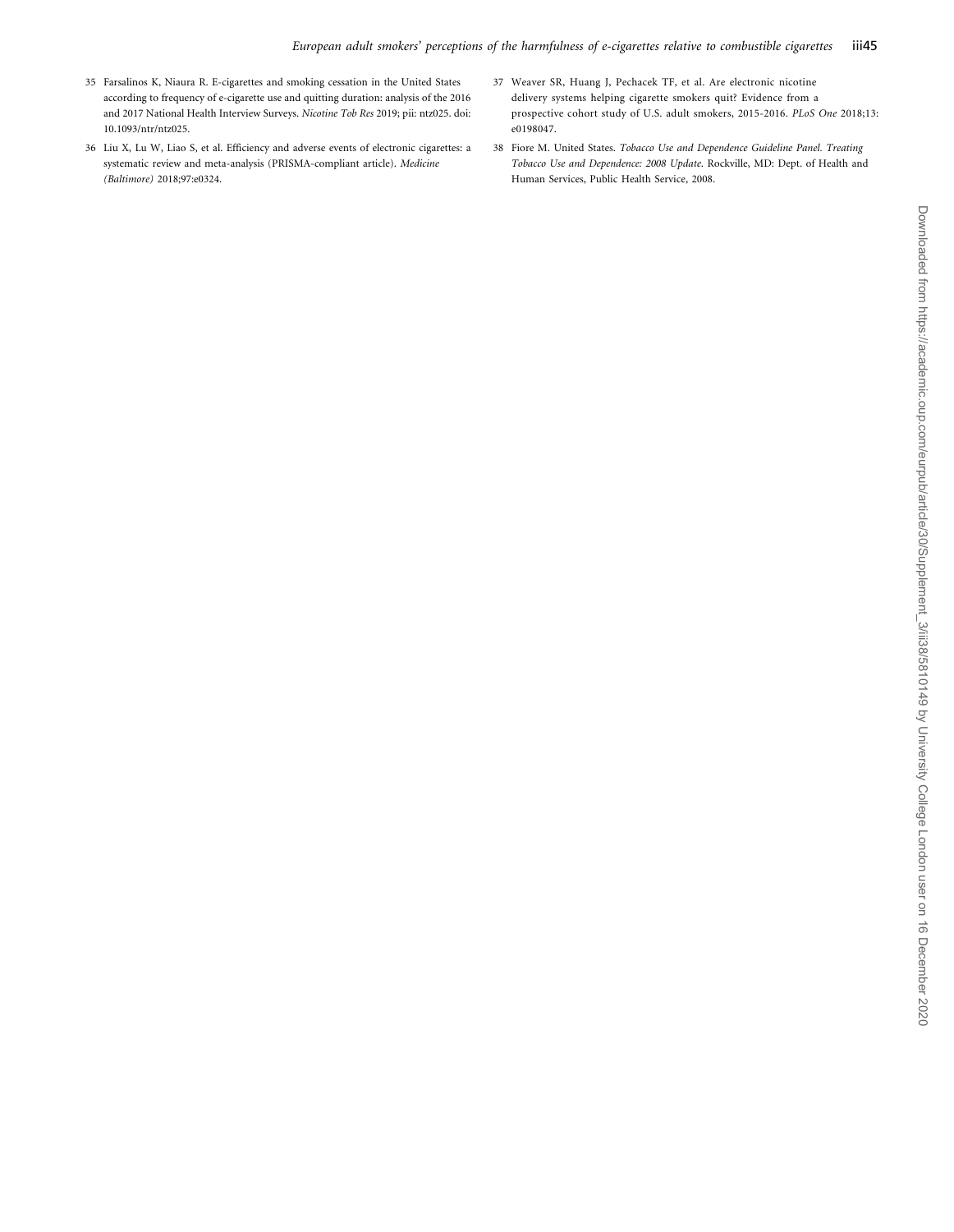35 Farsalinos K, Niaura R. E-cigarettes and smoking cessation in the United States according to frequency of e-cigarette use and quitting duration: analysis of the 2016 and 2017 National Health Interview Surveys. *Nicotine Tob Res* 2019; pii: ntz025. doi: 10.1093/ntr/ntz025.

36 Liu X, Lu W, Liao S, et al. Efficiency and adverse events of electronic cigarettes: a systematic review and meta-analysis (PRISMA-compliant article). *Medicine (Baltimore)* 2018;97:e0324.

37 Weaver SR, Huang J, Pechacek TF, et al. Are electronic nicotine delivery systems helping cigarette smokers quit? Evidence from a prospective cohort study of U.S. adult smokers, 2015-2016. *PLoS One* 2018;13: e0198047.

38 Fiore M. United States. *Tobacco Use and Dependence Guideline Panel. Treating Tobacco Use and Dependence: 2008 Update*. Rockville, MD: Dept. of Health and Human Services, Public Health Service, 2008.